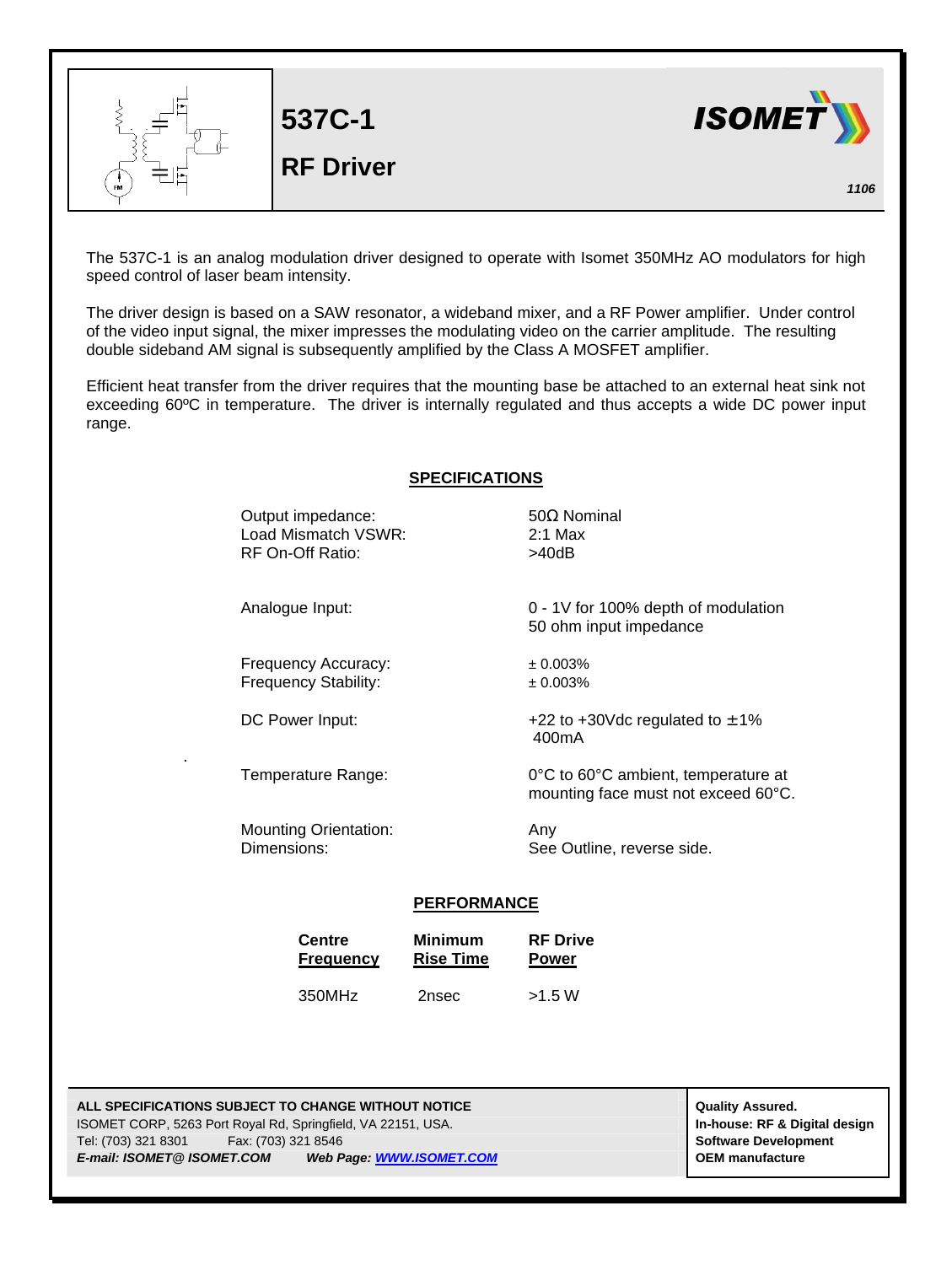# 537C-1

## RF Driver

ISOMET

*1106*

The 537C-1 is an analog modulation driver designed to operate with Isomet 350MHz AO modulators for high speed control of laser beam intensity.

The driver design is based on a SAW resonator, a wideband mixer, and a RF Power amplifier. Under control of the video input signal, the mixer impresses the modulating video on the carrier amplitude. The resulting double sideband AM signal is subsequently amplified by the Class A MOSFET amplifier.

Efficient heat transfer from the driver requires that the mounting base be attached to an external heat sink not exceeding 60ºC in temperature. The driver is internally regulated and thus accepts a wide DC power input range.

## SPECIFICATIONS

| | |
|---|---|
| Output impedance: | 50Ω Nominal |
| Load Mismatch VSWR: | 2:1 Max |
| RF On-Off Ratio: | >40dB |
| Analogue Input: | 0 - 1V for 100% depth of modulation<br>50 ohm input impedance |
| Frequency Accuracy: | ± 0.003% |
| Frequency Stability: | ± 0.003% |
| DC Power Input: | +22 to +30Vdc regulated to ±1%<br>400mA |
| Temperature Range: | 0°C to 60°C ambient, temperature at mounting face must not exceed 60°C. |
| Mounting Orientation: | Any |
| Dimensions: | See Outline, reverse side. |

## PERFORMANCE

| Centre Frequency | Minimum Rise Time | RF Drive Power |
|---|---|---|
| 350MHz | 2nsec | >1.5 W |

**ALL SPECIFICATIONS SUBJECT TO CHANGE WITHOUT NOTICE**
ISOMET CORP, 5263 Port Royal Rd, Springfield, VA 22151, USA.
Tel: (703) 321 8301 Fax: (703) 321 8546
***E-mail: ISOMET@ ISOMET.COM*** ***Web Page: WWW.ISOMET.COM***

**Quality Assured.**
**In-house: RF & Digital design**
**Software Development**
**OEM manufacture**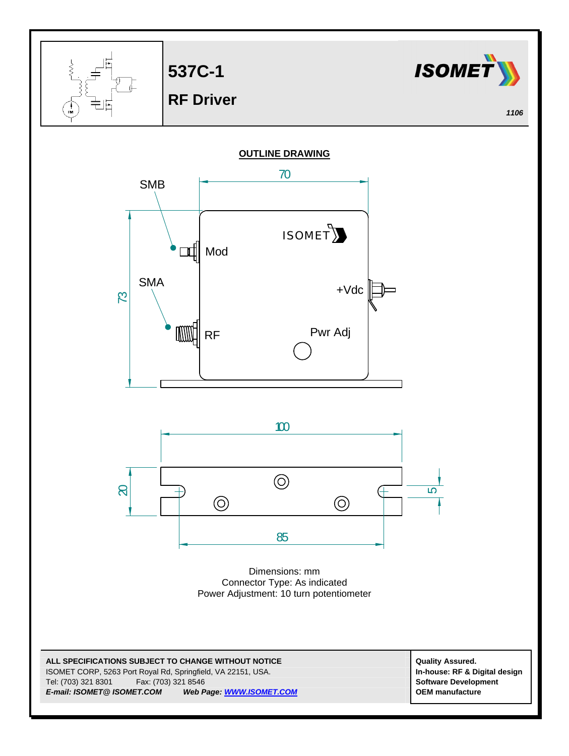# 537C-1

## RF Driver

ISOMET

1106

**OUTLINE DRAWING**

70

SMB

73

Mod

ISOMET

SMA

+Vdc

RF

Pwr Adj

100

20

5

85

Dimensions: mm
Connector Type: As indicated
Power Adjustment: 10 turn potentiometer

**ALL SPECIFICATIONS SUBJECT TO CHANGE WITHOUT NOTICE**
ISOMET CORP, 5263 Port Royal Rd, Springfield, VA 22151, USA.
Tel: (703) 321 8301 Fax: (703) 321 8546
***E-mail: ISOMET@ ISOMET.COM*** ***Web Page: [WWW.ISOMET.COM](http://WWW.ISOMET.COM)***

**Quality Assured.**
**In-house: RF & Digital design**
**Software Development**
**OEM manufacture**